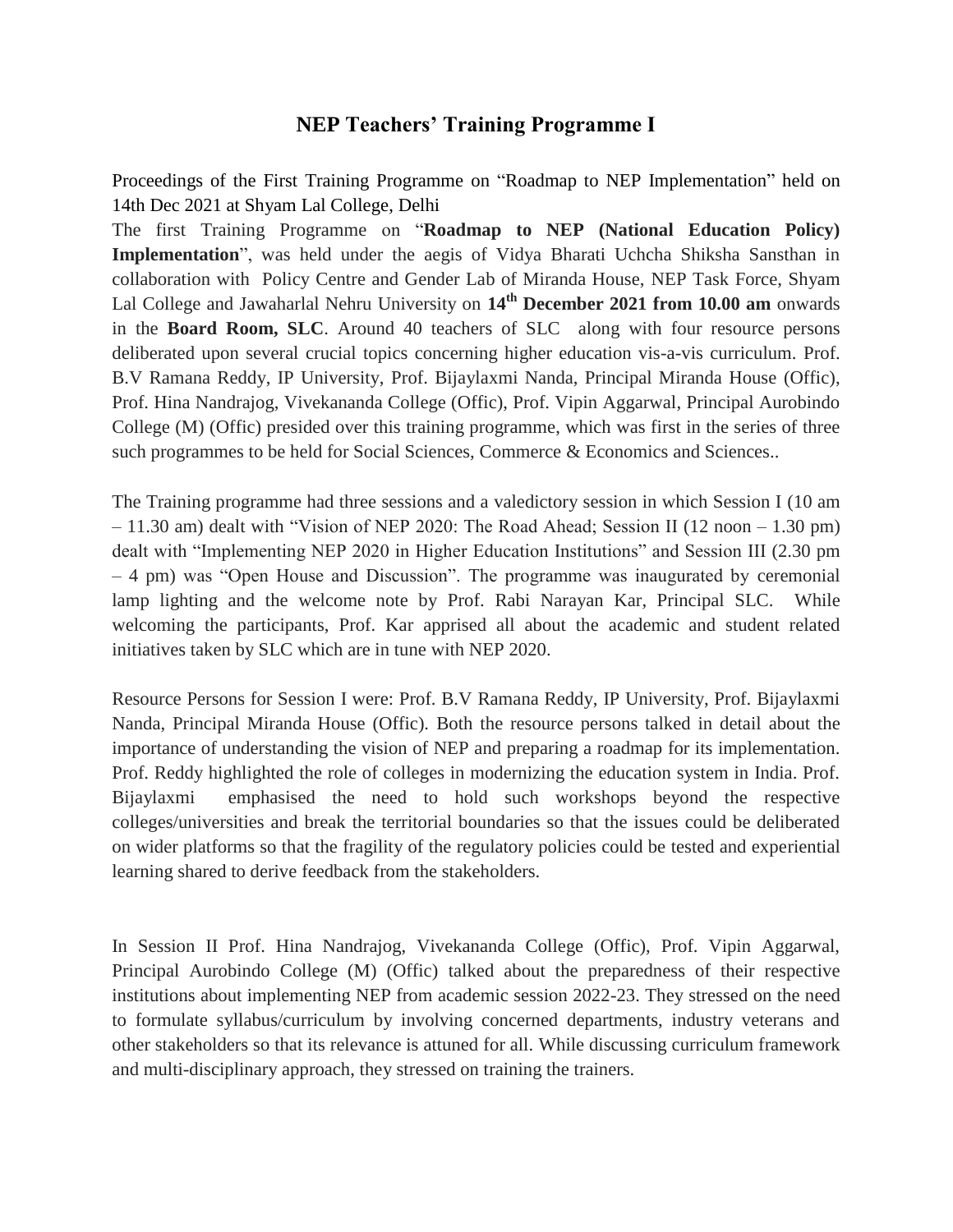# NEP Teachers' Training Programme I

Proceedings of the First Training Programme on "Roadmap to NEP Implementation" held on 14th Dec 2021 at Shyam Lal College, Delhi

The first Training Programme on "**Roadmap to NEP (National Education Policy) Implementation**", was held under the aegis of Vidya Bharati Uchcha Shiksha Sansthan in collaboration with Policy Centre and Gender Lab of Miranda House, NEP Task Force, Shyam Lal College and Jawaharlal Nehru University on **14th December 2021 from 10.00 am** onwards in the **Board Room, SLC**. Around 40 teachers of SLC along with four resource persons deliberated upon several crucial topics concerning higher education vis-a-vis curriculum. Prof. B.V Ramana Reddy, IP University, Prof. Bijaylaxmi Nanda, Principal Miranda House (Offic), Prof. Hina Nandrajog, Vivekananda College (Offic), Prof. Vipin Aggarwal, Principal Aurobindo College (M) (Offic) presided over this training programme, which was first in the series of three such programmes to be held for Social Sciences, Commerce & Economics and Sciences..

The Training programme had three sessions and a valedictory session in which Session I (10 am – 11.30 am) dealt with "Vision of NEP 2020: The Road Ahead; Session II (12 noon – 1.30 pm) dealt with "Implementing NEP 2020 in Higher Education Institutions" and Session III (2.30 pm – 4 pm) was "Open House and Discussion". The programme was inaugurated by ceremonial lamp lighting and the welcome note by Prof. Rabi Narayan Kar, Principal SLC. While welcoming the participants, Prof. Kar apprised all about the academic and student related initiatives taken by SLC which are in tune with NEP 2020.

Resource Persons for Session I were: Prof. B.V Ramana Reddy, IP University, Prof. Bijaylaxmi Nanda, Principal Miranda House (Offic). Both the resource persons talked in detail about the importance of understanding the vision of NEP and preparing a roadmap for its implementation. Prof. Reddy highlighted the role of colleges in modernizing the education system in India. Prof. Bijaylaxmi emphasised the need to hold such workshops beyond the respective colleges/universities and break the territorial boundaries so that the issues could be deliberated on wider platforms so that the fragility of the regulatory policies could be tested and experiential learning shared to derive feedback from the stakeholders.

In Session II Prof. Hina Nandrajog, Vivekananda College (Offic), Prof. Vipin Aggarwal, Principal Aurobindo College (M) (Offic) talked about the preparedness of their respective institutions about implementing NEP from academic session 2022-23. They stressed on the need to formulate syllabus/curriculum by involving concerned departments, industry veterans and other stakeholders so that its relevance is attuned for all. While discussing curriculum framework and multi-disciplinary approach, they stressed on training the trainers.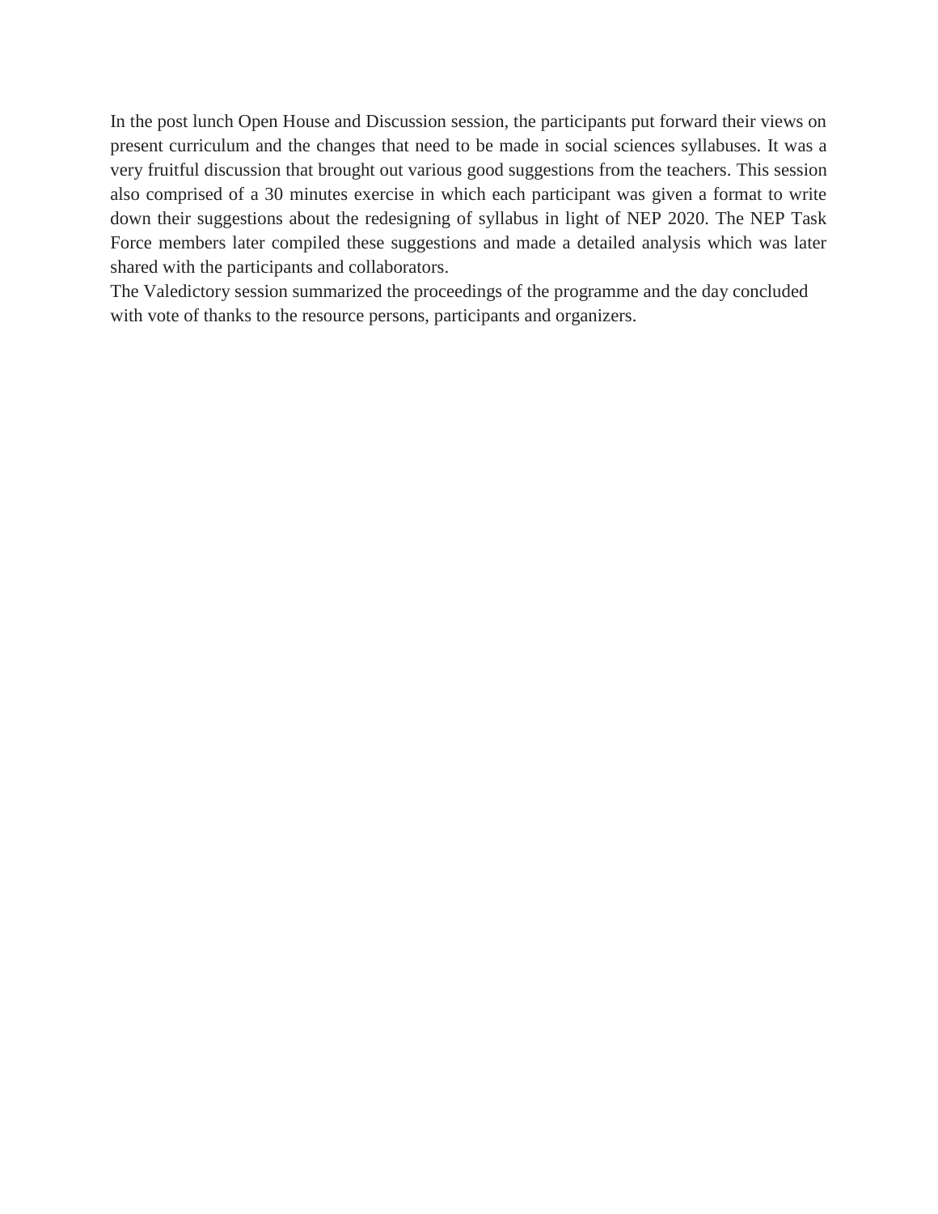In the post lunch Open House and Discussion session, the participants put forward their views on present curriculum and the changes that need to be made in social sciences syllabuses. It was a very fruitful discussion that brought out various good suggestions from the teachers. This session also comprised of a 30 minutes exercise in which each participant was given a format to write down their suggestions about the redesigning of syllabus in light of NEP 2020. The NEP Task Force members later compiled these suggestions and made a detailed analysis which was later shared with the participants and collaborators.

The Valedictory session summarized the proceedings of the programme and the day concluded with vote of thanks to the resource persons, participants and organizers.